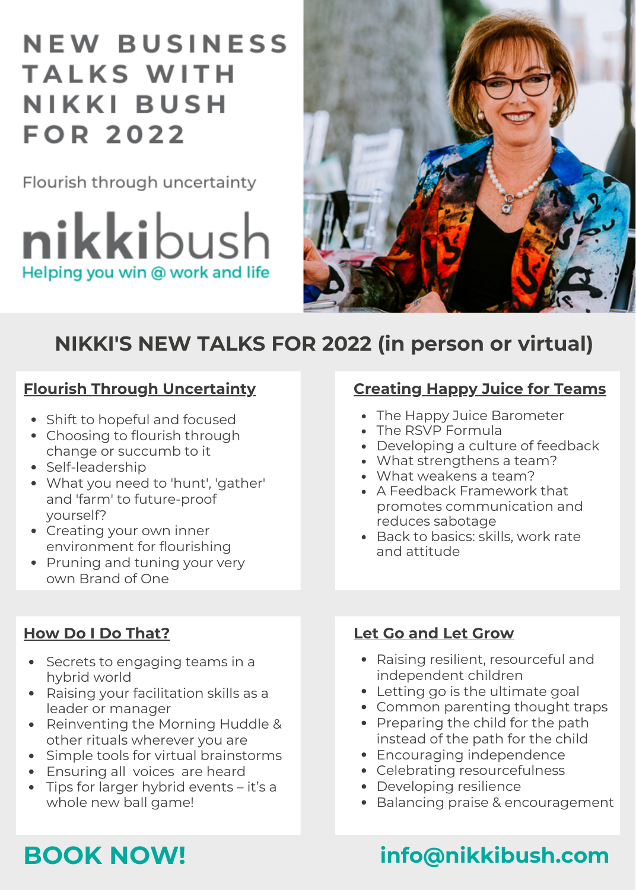# NEW BUSINESS TALKS WITH NIKKI BUSH FOR 2022

Flourish through uncertainty

nikkibush

Helping you win @ work and life

## NIKKI'S NEW TALKS FOR 2022 (in person or virtual)

### Flourish Through Uncertainty

- Shift to hopeful and focused
- Choosing to flourish through change or succumb to it
- Self-leadership
- What you need to 'hunt', 'gather' and 'farm' to future-proof yourself?
- Creating your own inner environment for flourishing
- Pruning and tuning your very own Brand of One

### Creating Happy Juice for Teams

- The Happy Juice Barometer
- The RSVP Formula
- Developing a culture of feedback
- What strengthens a team?
- What weakens a team?
- A Feedback Framework that promotes communication and reduces sabotage
- Back to basics: skills, work rate and attitude

### How Do I Do That?

- Secrets to engaging teams in a hybrid world
- Raising your facilitation skills as a leader or manager
- Reinventing the Morning Huddle & other rituals wherever you are
- Simple tools for virtual brainstorms
- Ensuring all voices are heard
- Tips for larger hybrid events – it's a whole new ball game!

### Let Go and Let Grow

- Raising resilient, resourceful and independent children
- Letting go is the ultimate goal
- Common parenting thought traps
- Preparing the child for the path instead of the path for the child
- Encouraging independence
- Celebrating resourcefulness
- Developing resilience
- Balancing praise & encouragement

**BOOK NOW!**

**info@nikkibush.com**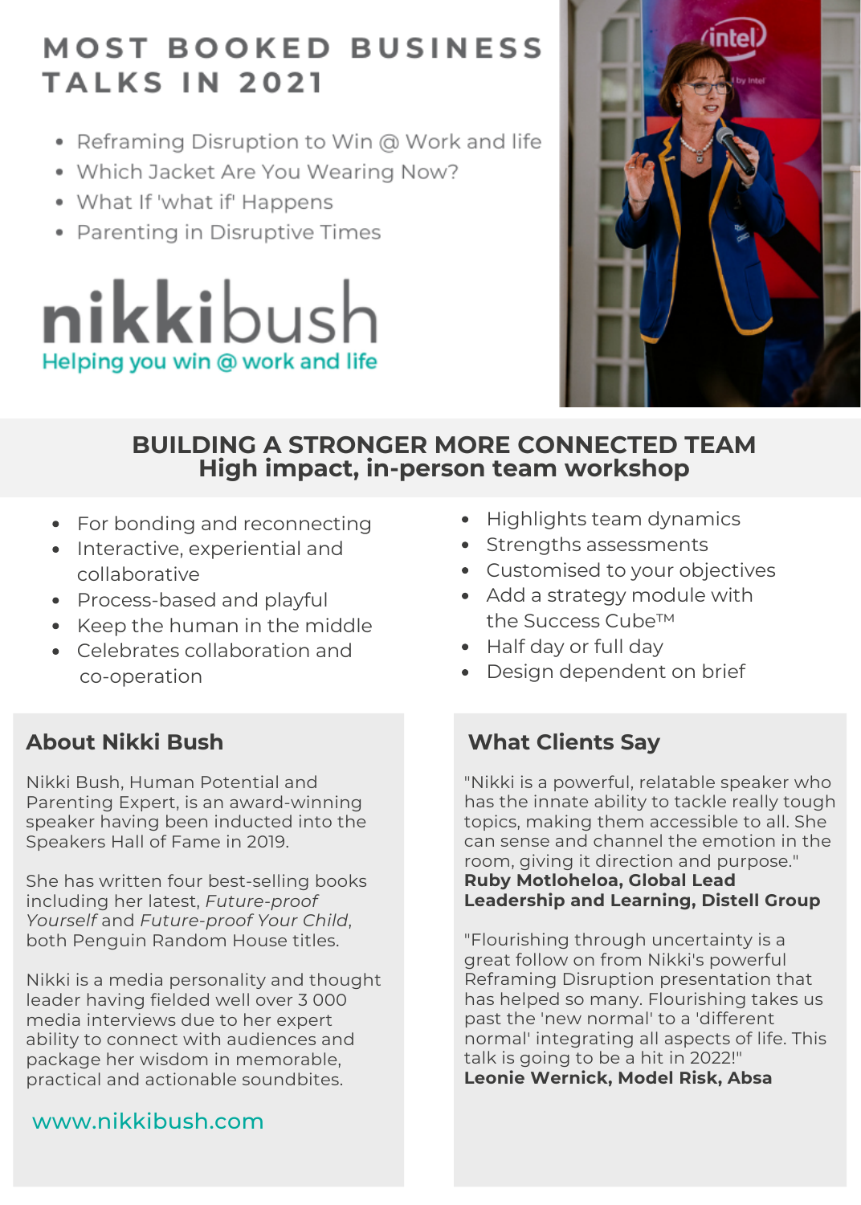# MOST BOOKED BUSINESS TALKS IN 2021

- Reframing Disruption to Win @ Work and life
- Which Jacket Are You Wearing Now?
- What If 'what if' Happens
- Parenting in Disruptive Times

**nikki**bush

Helping you win @ work and life

## BUILDING A STRONGER MORE CONNECTED TEAM
## High impact, in-person team workshop

- For bonding and reconnecting
- Interactive, experiential and collaborative
- Process-based and playful
- Keep the human in the middle
- Celebrates collaboration and co-operation
- Highlights team dynamics
- Strengths assessments
- Customised to your objectives
- Add a strategy module with the Success Cube™
- Half day or full day
- Design dependent on brief

### About Nikki Bush

Nikki Bush, Human Potential and Parenting Expert, is an award-winning speaker having been inducted into the Speakers Hall of Fame in 2019.

She has written four best-selling books including her latest, *Future-proof Yourself* and *Future-proof Your Child*, both Penguin Random House titles.

Nikki is a media personality and thought leader having fielded well over 3 000 media interviews due to her expert ability to connect with audiences and package her wisdom in memorable, practical and actionable soundbites.

www.nikkibush.com

### What Clients Say

"Nikki is a powerful, relatable speaker who has the innate ability to tackle really tough topics, making them accessible to all. She can sense and channel the emotion in the room, giving it direction and purpose."
**Ruby Motloheloa, Global Lead Leadership and Learning, Distell Group**

"Flourishing through uncertainty is a great follow on from Nikki's powerful Reframing Disruption presentation that has helped so many. Flourishing takes us past the 'new normal' to a 'different normal' integrating all aspects of life. This talk is going to be a hit in 2022!"
**Leonie Wernick, Model Risk, Absa**